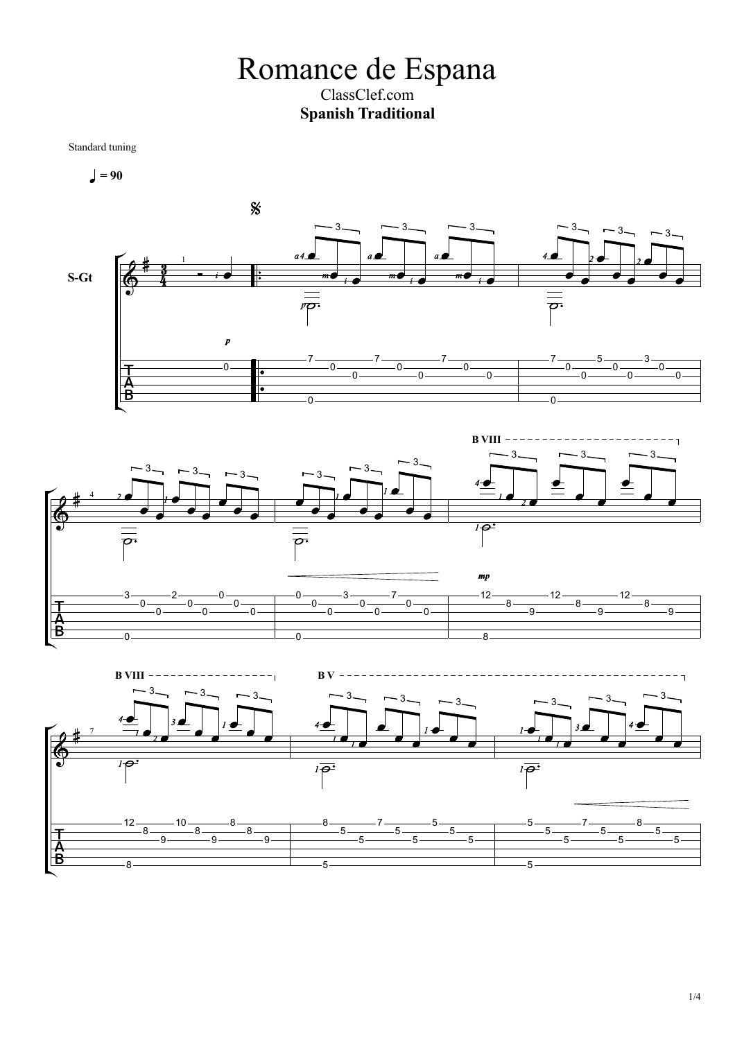# Romance de Espana

ClassClef.com

**Spanish Traditional**

Standard tuning

♩ = 90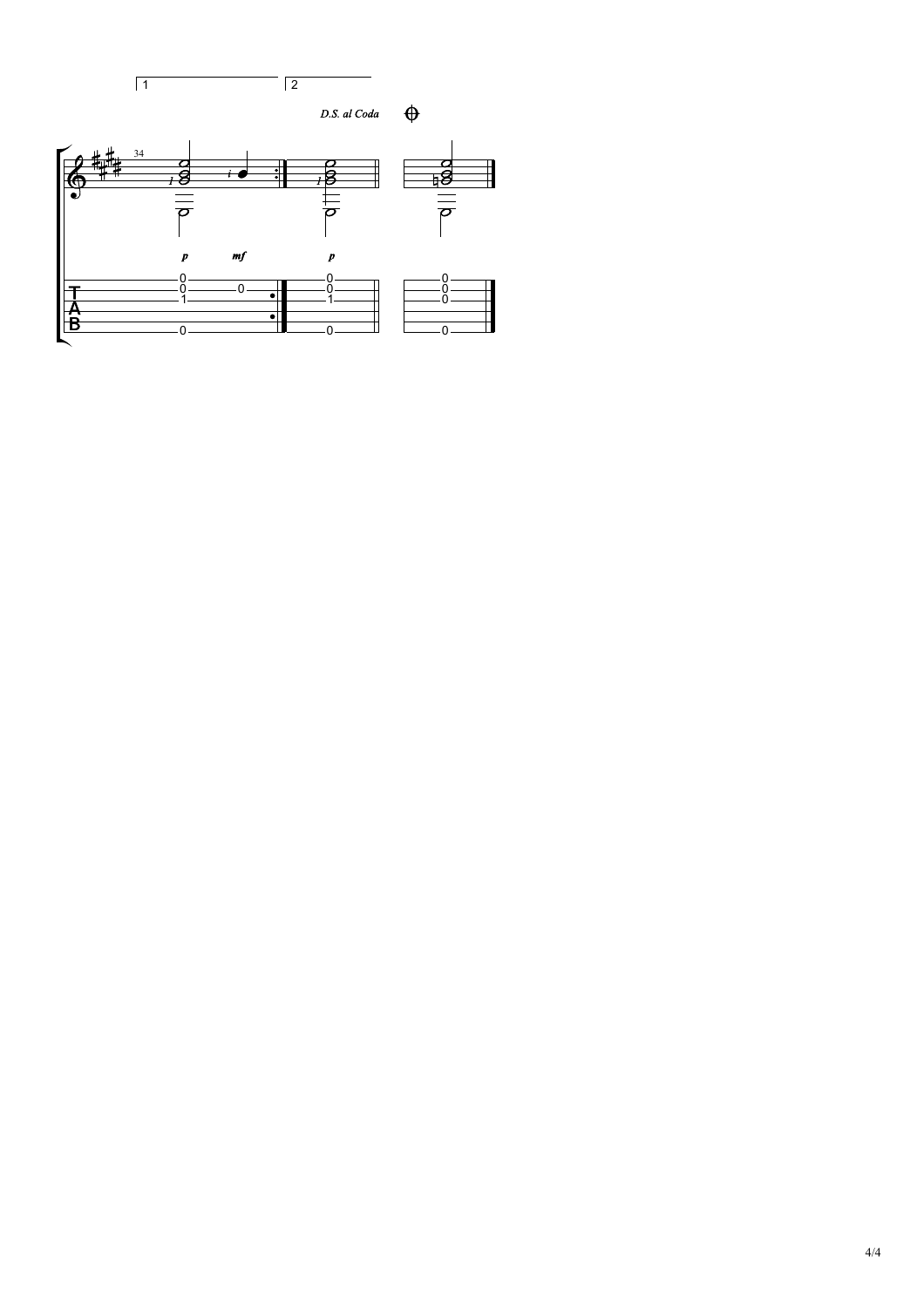1

2

*D.S. al Coda*

34

*p* *mf* *p*